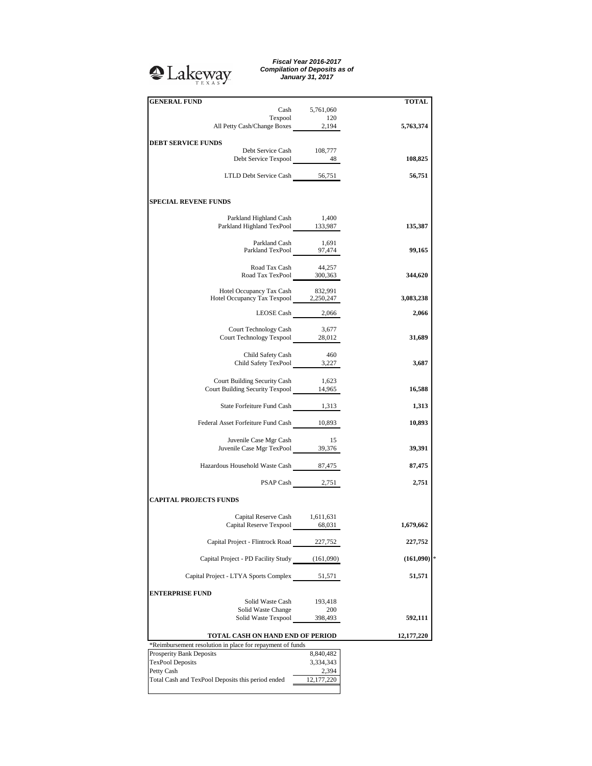Lakeway TEXAS

***Fiscal Year 2016-2017***
***Compilation of Deposits as of***
***January 31, 2017***

| | | **TOTAL** |
|---|---|---|
| **GENERAL FUND** | | |
| Cash | 5,761,060 | |
| Texpool | 120 | |
| All Petty Cash/Change Boxes | 2,194 | **5,763,374** |
| **DEBT SERVICE FUNDS** | | |
| Debt Service Cash | 108,777 | |
| Debt Service Texpool | 48 | **108,825** |
| LTLD Debt Service Cash | 56,751 | **56,751** |
| **SPECIAL REVENE FUNDS** | | |
| Parkland Highland Cash | 1,400 | |
| Parkland Highland TexPool | 133,987 | **135,387** |
| Parkland Cash | 1,691 | |
| Parkland TexPool | 97,474 | **99,165** |
| Road Tax Cash | 44,257 | |
| Road Tax TexPool | 300,363 | **344,620** |
| Hotel Occupancy Tax Cash | 832,991 | |
| Hotel Occupancy Tax Texpool | 2,250,247 | **3,083,238** |
| LEOSE Cash | 2,066 | **2,066** |
| Court Technology Cash | 3,677 | |
| Court Technology Texpool | 28,012 | **31,689** |
| Child Safety Cash | 460 | |
| Child Safety TexPool | 3,227 | **3,687** |
| Court Building Security Cash | 1,623 | |
| Court Building Security Texpool | 14,965 | **16,588** |
| State Forfeiture Fund Cash | 1,313 | **1,313** |
| Federal Asset Forfeiture Fund Cash | 10,893 | **10,893** |
| Juvenile Case Mgr Cash | 15 | |
| Juvenile Case Mgr TexPool | 39,376 | **39,391** |
| Hazardous Household Waste Cash | 87,475 | **87,475** |
| PSAP Cash | 2,751 | **2,751** |
| **CAPITAL PROJECTS FUNDS** | | |
| Capital Reserve Cash | 1,611,631 | |
| Capital Reserve Texpool | 68,031 | **1,679,662** |
| Capital Project - Flintrock Road | 227,752 | **227,752** |
| Capital Project - PD Facility Study | (161,090) | **(161,090)** * |
| Capital Project - LTYA Sports Complex | 51,571 | **51,571** |
| **ENTERPRISE FUND** | | |
| Solid Waste Cash | 193,418 | |
| Solid Waste Change | 200 | |
| Solid Waste Texpool | 398,493 | **592,111** |
| **TOTAL CASH ON HAND END OF PERIOD** | | **12,177,220** |

*Reimbursement resolution in place for repayment of funds

| | |
|---|---|
| Prosperity Bank Deposits | 8,840,482 |
| TexPool Deposits | 3,334,343 |
| Petty Cash | 2,394 |
| Total Cash and TexPool Deposits this period ended | 12,177,220 |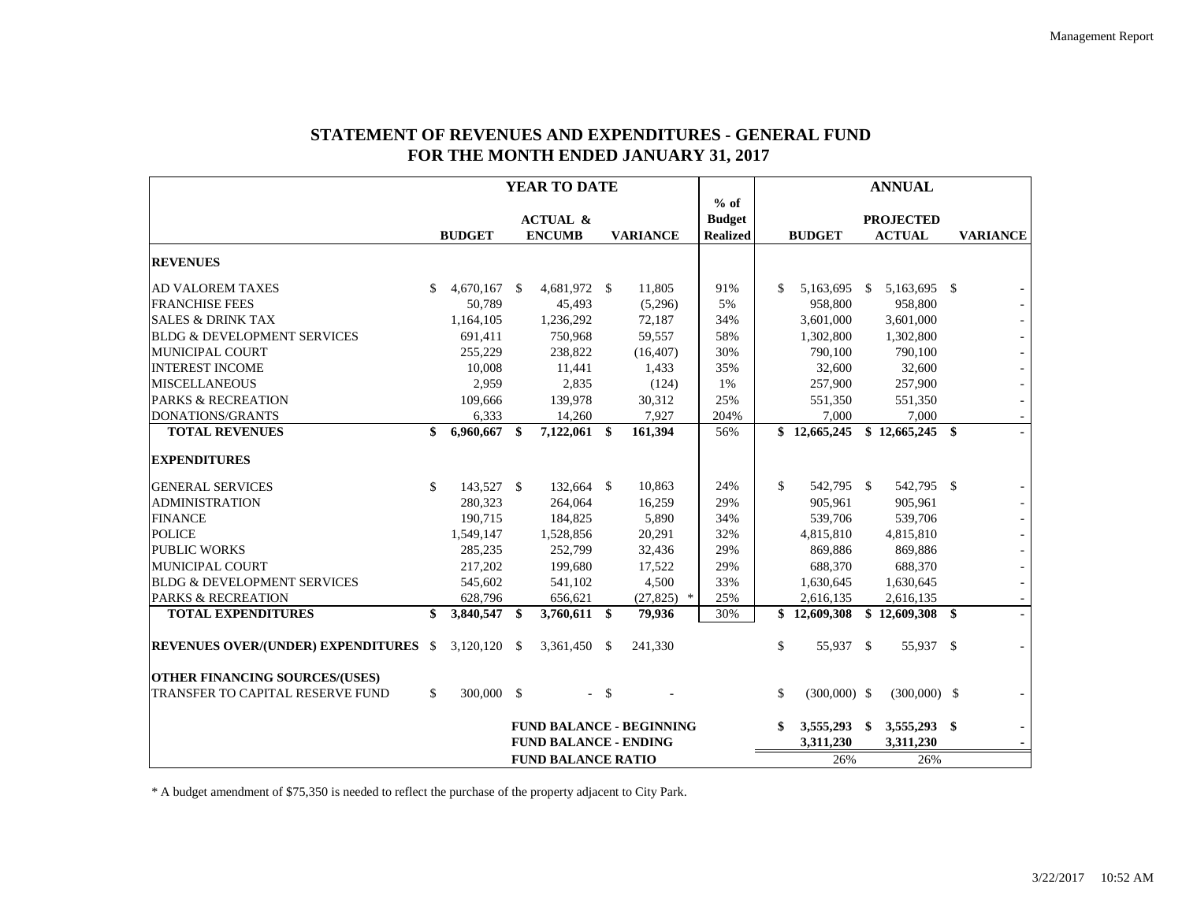## STATEMENT OF REVENUES AND EXPENDITURES - GENERAL FUND
## FOR THE MONTH ENDED JANUARY 31, 2017

| | YEAR TO DATE | | | % of Budget Realized | ANNUAL | | |
|---|---|---|---|---|---|---|---|
| | BUDGET | ACTUAL & ENCUMB | VARIANCE | | BUDGET | PROJECTED ACTUAL | VARIANCE |
| **REVENUES** | | | | | | | |
| AD VALOREM TAXES | $ 4,670,167 | $ 4,681,972 | $ 11,805 | 91% | $ 5,163,695 | $ 5,163,695 | $ - |
| FRANCHISE FEES | 50,789 | 45,493 | (5,296) | 5% | 958,800 | 958,800 | - |
| SALES & DRINK TAX | 1,164,105 | 1,236,292 | 72,187 | 34% | 3,601,000 | 3,601,000 | - |
| BLDG & DEVELOPMENT SERVICES | 691,411 | 750,968 | 59,557 | 58% | 1,302,800 | 1,302,800 | - |
| MUNICIPAL COURT | 255,229 | 238,822 | (16,407) | 30% | 790,100 | 790,100 | - |
| INTEREST INCOME | 10,008 | 11,441 | 1,433 | 35% | 32,600 | 32,600 | - |
| MISCELLANEOUS | 2,959 | 2,835 | (124) | 1% | 257,900 | 257,900 | - |
| PARKS & RECREATION | 109,666 | 139,978 | 30,312 | 25% | 551,350 | 551,350 | - |
| DONATIONS/GRANTS | 6,333 | 14,260 | 7,927 | 204% | 7,000 | 7,000 | - |
| **TOTAL REVENUES** | **$ 6,960,667** | **$ 7,122,061** | **$ 161,394** | 56% | **$ 12,665,245** | **$ 12,665,245** | **$ -** |
| **EXPENDITURES** | | | | | | | |
| GENERAL SERVICES | $ 143,527 | $ 132,664 | $ 10,863 | 24% | $ 542,795 | $ 542,795 | $ - |
| ADMINISTRATION | 280,323 | 264,064 | 16,259 | 29% | 905,961 | 905,961 | - |
| FINANCE | 190,715 | 184,825 | 5,890 | 34% | 539,706 | 539,706 | - |
| POLICE | 1,549,147 | 1,528,856 | 20,291 | 32% | 4,815,810 | 4,815,810 | - |
| PUBLIC WORKS | 285,235 | 252,799 | 32,436 | 29% | 869,886 | 869,886 | - |
| MUNICIPAL COURT | 217,202 | 199,680 | 17,522 | 29% | 688,370 | 688,370 | - |
| BLDG & DEVELOPMENT SERVICES | 545,602 | 541,102 | 4,500 | 33% | 1,630,645 | 1,630,645 | - |
| PARKS & RECREATION | 628,796 | 656,621 | (27,825) * | 25% | 2,616,135 | 2,616,135 | - |
| **TOTAL EXPENDITURES** | **$ 3,840,547** | **$ 3,760,611** | **$ 79,936** | 30% | **$ 12,609,308** | **$ 12,609,308** | **$ -** |
| **REVENUES OVER/(UNDER) EXPENDITURES** | $ 3,120,120 | $ 3,361,450 | $ 241,330 | | $ 55,937 | $ 55,937 | $ - |
| **OTHER FINANCING SOURCES/(USES)** | | | | | | | |
| TRANSFER TO CAPITAL RESERVE FUND | $ 300,000 | $ - | $ - | | $ (300,000) | $ (300,000) | $ - |
| | | **FUND BALANCE - BEGINNING** | | | **$ 3,555,293** | **$ 3,555,293** | **$ -** |
| | | **FUND BALANCE - ENDING** | | | **3,311,230** | **3,311,230** | **-** |
| | | **FUND BALANCE RATIO** | | | 26% | 26% | |

* A budget amendment of $75,350 is needed to reflect the purchase of the property adjacent to City Park.